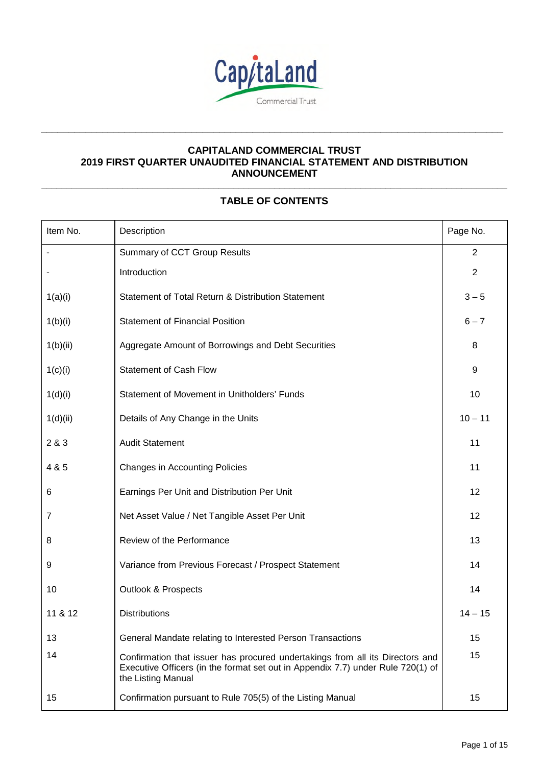# CAPITALAND COMMERCIAL TRUST
# 2019 FIRST QUARTER UNAUDITED FINANCIAL STATEMENT AND DISTRIBUTION ANNOUNCEMENT

## TABLE OF CONTENTS

| Item No. | Description | Page No. |
|---|---|---|
| - | Summary of CCT Group Results | 2 |
| - | Introduction | 2 |
| 1(a)(i) | Statement of Total Return & Distribution Statement | 3 – 5 |
| 1(b)(i) | Statement of Financial Position | 6 – 7 |
| 1(b)(ii) | Aggregate Amount of Borrowings and Debt Securities | 8 |
| 1(c)(i) | Statement of Cash Flow | 9 |
| 1(d)(i) | Statement of Movement in Unitholders' Funds | 10 |
| 1(d)(ii) | Details of Any Change in the Units | 10 – 11 |
| 2 & 3 | Audit Statement | 11 |
| 4 & 5 | Changes in Accounting Policies | 11 |
| 6 | Earnings Per Unit and Distribution Per Unit | 12 |
| 7 | Net Asset Value / Net Tangible Asset Per Unit | 12 |
| 8 | Review of the Performance | 13 |
| 9 | Variance from Previous Forecast / Prospect Statement | 14 |
| 10 | Outlook & Prospects | 14 |
| 11 & 12 | Distributions | 14 – 15 |
| 13 | General Mandate relating to Interested Person Transactions | 15 |
| 14 | Confirmation that issuer has procured undertakings from all its Directors and Executive Officers (in the format set out in Appendix 7.7) under Rule 720(1) of the Listing Manual | 15 |
| 15 | Confirmation pursuant to Rule 705(5) of the Listing Manual | 15 |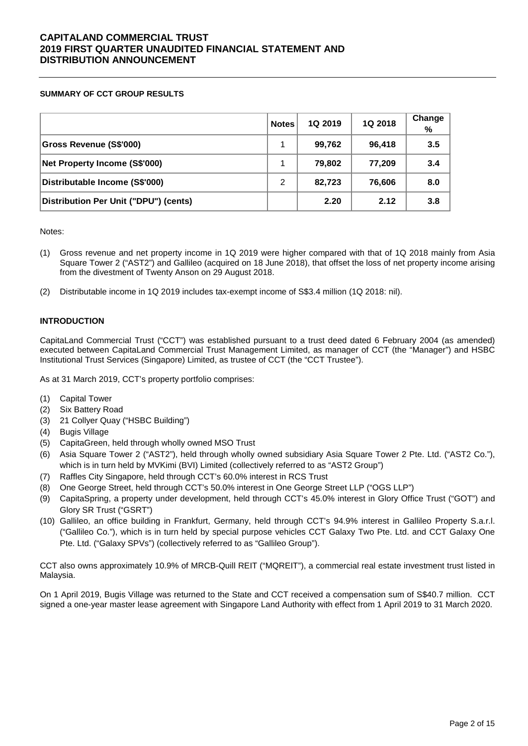# CAPITALAND COMMERCIAL TRUST
# 2019 FIRST QUARTER UNAUDITED FINANCIAL STATEMENT AND DISTRIBUTION ANNOUNCEMENT

**SUMMARY OF CCT GROUP RESULTS**

| | Notes | 1Q 2019 | 1Q 2018 | Change % |
|---|---|---|---|---|
| **Gross Revenue (S$'000)** | 1 | **99,762** | **96,418** | **3.5** |
| **Net Property Income (S$'000)** | 1 | **79,802** | **77,209** | **3.4** |
| **Distributable Income (S$'000)** | 2 | **82,723** | **76,606** | **8.0** |
| **Distribution Per Unit ("DPU") (cents)** | | **2.20** | **2.12** | **3.8** |

Notes:

(1) Gross revenue and net property income in 1Q 2019 were higher compared with that of 1Q 2018 mainly from Asia Square Tower 2 ("AST2") and Gallileo (acquired on 18 June 2018), that offset the loss of net property income arising from the divestment of Twenty Anson on 29 August 2018.

(2) Distributable income in 1Q 2019 includes tax-exempt income of S$3.4 million (1Q 2018: nil).

**INTRODUCTION**

CapitaLand Commercial Trust ("CCT") was established pursuant to a trust deed dated 6 February 2004 (as amended) executed between CapitaLand Commercial Trust Management Limited, as manager of CCT (the "Manager") and HSBC Institutional Trust Services (Singapore) Limited, as trustee of CCT (the "CCT Trustee").

As at 31 March 2019, CCT's property portfolio comprises:

(1) Capital Tower
(2) Six Battery Road
(3) 21 Collyer Quay ("HSBC Building")
(4) Bugis Village
(5) CapitaGreen, held through wholly owned MSO Trust
(6) Asia Square Tower 2 ("AST2"), held through wholly owned subsidiary Asia Square Tower 2 Pte. Ltd. ("AST2 Co."), which is in turn held by MVKimi (BVI) Limited (collectively referred to as "AST2 Group")
(7) Raffles City Singapore, held through CCT's 60.0% interest in RCS Trust
(8) One George Street, held through CCT's 50.0% interest in One George Street LLP ("OGS LLP")
(9) CapitaSpring, a property under development, held through CCT's 45.0% interest in Glory Office Trust ("GOT") and Glory SR Trust ("GSRT")
(10) Gallileo, an office building in Frankfurt, Germany, held through CCT's 94.9% interest in Gallileo Property S.a.r.l. ("Gallileo Co."), which is in turn held by special purpose vehicles CCT Galaxy Two Pte. Ltd. and CCT Galaxy One Pte. Ltd. ("Galaxy SPVs") (collectively referred to as "Gallileo Group").

CCT also owns approximately 10.9% of MRCB-Quill REIT ("MQREIT"), a commercial real estate investment trust listed in Malaysia.

On 1 April 2019, Bugis Village was returned to the State and CCT received a compensation sum of S$40.7 million. CCT signed a one-year master lease agreement with Singapore Land Authority with effect from 1 April 2019 to 31 March 2020.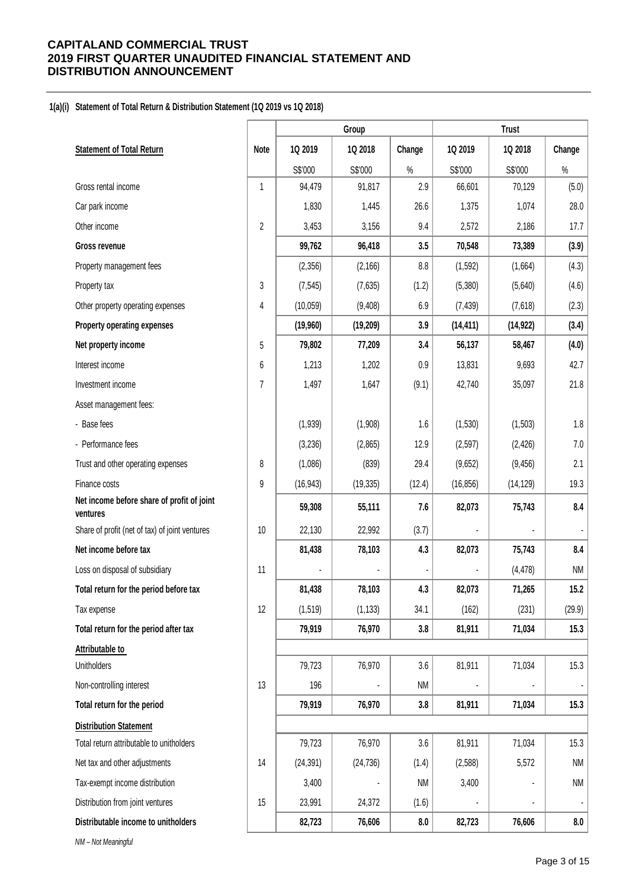# CAPITALAND COMMERCIAL TRUST
# 2019 FIRST QUARTER UNAUDITED FINANCIAL STATEMENT AND DISTRIBUTION ANNOUNCEMENT

**1(a)(i) Statement of Total Return & Distribution Statement (1Q 2019 vs 1Q 2018)**

| | | Group | | | Trust | | |
|---|---|---|---|---|---|---|---|
| **Statement of Total Return** | **Note** | **1Q 2019** | **1Q 2018** | **Change** | **1Q 2019** | **1Q 2018** | **Change** |
| | | S$'000 | S$'000 | % | S$'000 | S$'000 | % |
| Gross rental income | 1 | 94,479 | 91,817 | 2.9 | 66,601 | 70,129 | (5.0) |
| Car park income | | 1,830 | 1,445 | 26.6 | 1,375 | 1,074 | 28.0 |
| Other income | 2 | 3,453 | 3,156 | 9.4 | 2,572 | 2,186 | 17.7 |
| **Gross revenue** | | **99,762** | **96,418** | **3.5** | **70,548** | **73,389** | **(3.9)** |
| Property management fees | | (2,356) | (2,166) | 8.8 | (1,592) | (1,664) | (4.3) |
| Property tax | 3 | (7,545) | (7,635) | (1.2) | (5,380) | (5,640) | (4.6) |
| Other property operating expenses | 4 | (10,059) | (9,408) | 6.9 | (7,439) | (7,618) | (2.3) |
| **Property operating expenses** | | **(19,960)** | **(19,209)** | **3.9** | **(14,411)** | **(14,922)** | **(3.4)** |
| **Net property income** | 5 | **79,802** | **77,209** | **3.4** | **56,137** | **58,467** | **(4.0)** |
| Interest income | 6 | 1,213 | 1,202 | 0.9 | 13,831 | 9,693 | 42.7 |
| Investment income | 7 | 1,497 | 1,647 | (9.1) | 42,740 | 35,097 | 21.8 |
| Asset management fees: | | | | | | | |
| - Base fees | | (1,939) | (1,908) | 1.6 | (1,530) | (1,503) | 1.8 |
| - Performance fees | | (3,236) | (2,865) | 12.9 | (2,597) | (2,426) | 7.0 |
| Trust and other operating expenses | 8 | (1,086) | (839) | 29.4 | (9,652) | (9,456) | 2.1 |
| Finance costs | 9 | (16,943) | (19,335) | (12.4) | (16,856) | (14,129) | 19.3 |
| **Net income before share of profit of joint ventures** | | **59,308** | **55,111** | **7.6** | **82,073** | **75,743** | **8.4** |
| Share of profit (net of tax) of joint ventures | 10 | 22,130 | 22,992 | (3.7) | - | - | - |
| **Net income before tax** | | **81,438** | **78,103** | **4.3** | **82,073** | **75,743** | **8.4** |
| Loss on disposal of subsidiary | 11 | - | - | - | - | (4,478) | NM |
| **Total return for the period before tax** | | **81,438** | **78,103** | **4.3** | **82,073** | **71,265** | **15.2** |
| Tax expense | 12 | (1,519) | (1,133) | 34.1 | (162) | (231) | (29.9) |
| **Total return for the period after tax** | | **79,919** | **76,970** | **3.8** | **81,911** | **71,034** | **15.3** |
| **Attributable to** | | | | | | | |
| Unitholders | | 79,723 | 76,970 | 3.6 | 81,911 | 71,034 | 15.3 |
| Non-controlling interest | 13 | 196 | - | NM | - | - | - |
| **Total return for the period** | | **79,919** | **76,970** | **3.8** | **81,911** | **71,034** | **15.3** |
| **Distribution Statement** | | | | | | | |
| Total return attributable to unitholders | | 79,723 | 76,970 | 3.6 | 81,911 | 71,034 | 15.3 |
| Net tax and other adjustments | 14 | (24,391) | (24,736) | (1.4) | (2,588) | 5,572 | NM |
| Tax-exempt income distribution | | 3,400 | - | NM | 3,400 | - | NM |
| Distribution from joint ventures | 15 | 23,991 | 24,372 | (1.6) | - | - | - |
| **Distributable income to unitholders** | | **82,723** | **76,606** | **8.0** | **82,723** | **76,606** | **8.0** |

*NM – Not Meaningful*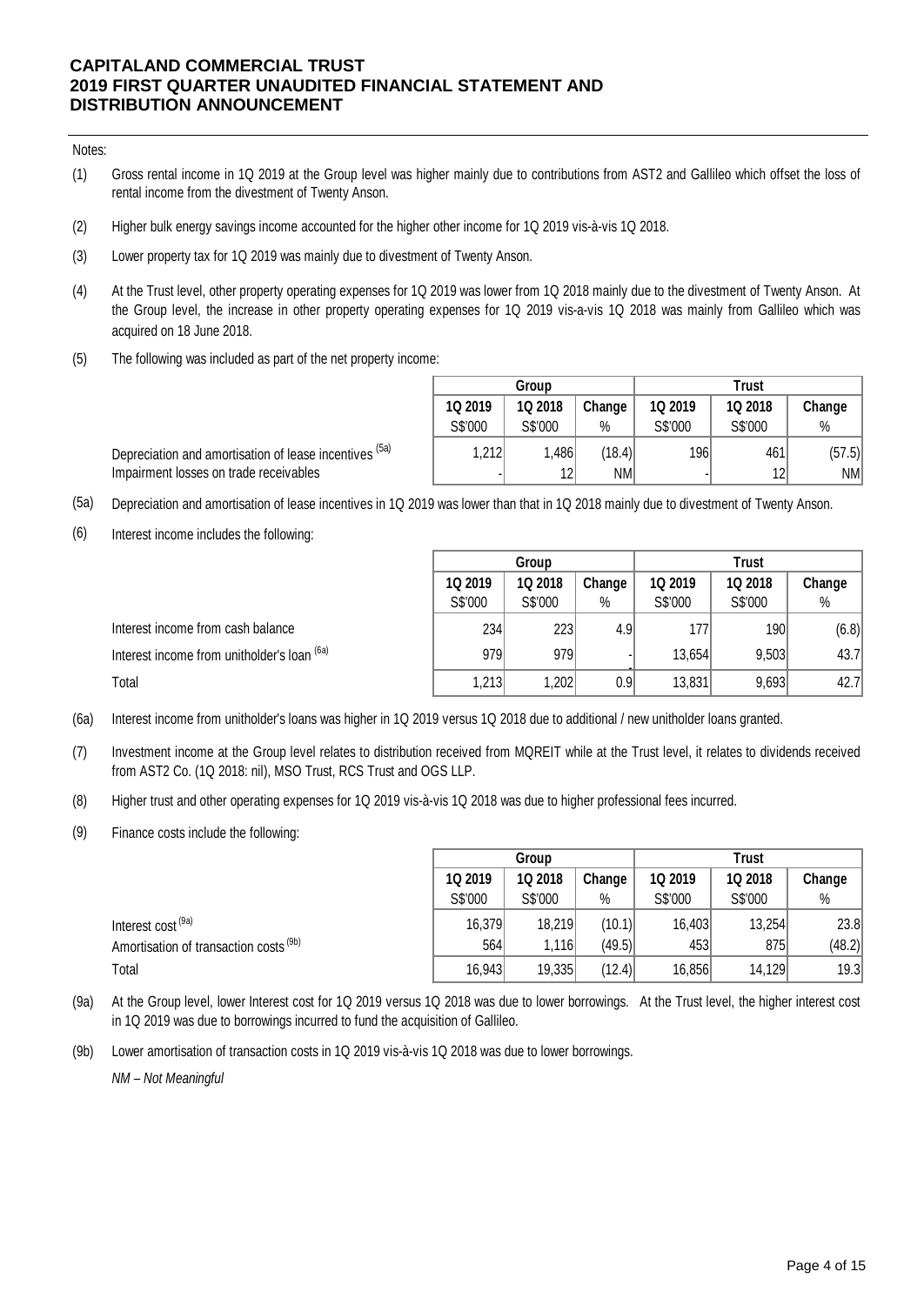Notes:

(1) Gross rental income in 1Q 2019 at the Group level was higher mainly due to contributions from AST2 and Gallileo which offset the loss of rental income from the divestment of Twenty Anson.

(2) Higher bulk energy savings income accounted for the higher other income for 1Q 2019 vis-à-vis 1Q 2018.

(3) Lower property tax for 1Q 2019 was mainly due to divestment of Twenty Anson.

(4) At the Trust level, other property operating expenses for 1Q 2019 was lower from 1Q 2018 mainly due to the divestment of Twenty Anson. At the Group level, the increase in other property operating expenses for 1Q 2019 vis-a-vis 1Q 2018 was mainly from Gallileo which was acquired on 18 June 2018.

(5) The following was included as part of the net property income:

| | Group | | | Trust | | |
|---|---|---|---|---|---|---|
| | 1Q 2019 | 1Q 2018 | Change | 1Q 2019 | 1Q 2018 | Change |
| | S$'000 | S$'000 | % | S$'000 | S$'000 | % |
| Depreciation and amortisation of lease incentives (5a) | 1,212 | 1,486 | (18.4) | 196 | 461 | (57.5) |
| Impairment losses on trade receivables | - | 12 | NM | - | 12 | NM |

(5a) Depreciation and amortisation of lease incentives in 1Q 2019 was lower than that in 1Q 2018 mainly due to divestment of Twenty Anson.

(6) Interest income includes the following:

| | Group | | | Trust | | |
|---|---|---|---|---|---|---|
| | 1Q 2019 | 1Q 2018 | Change | 1Q 2019 | 1Q 2018 | Change |
| | S$'000 | S$'000 | % | S$'000 | S$'000 | % |
| Interest income from cash balance | 234 | 223 | 4.9 | 177 | 190 | (6.8) |
| Interest income from unitholder's loan (6a) | 979 | 979 | - | 13,654 | 9,503 | 43.7 |
| Total | 1,213 | 1,202 | 0.9 | 13,831 | 9,693 | 42.7 |

(6a) Interest income from unitholder's loans was higher in 1Q 2019 versus 1Q 2018 due to additional / new unitholder loans granted.

(7) Investment income at the Group level relates to distribution received from MQREIT while at the Trust level, it relates to dividends received from AST2 Co. (1Q 2018: nil), MSO Trust, RCS Trust and OGS LLP.

(8) Higher trust and other operating expenses for 1Q 2019 vis-à-vis 1Q 2018 was due to higher professional fees incurred.

(9) Finance costs include the following:

| | Group | | | Trust | | |
|---|---|---|---|---|---|---|
| | 1Q 2019 | 1Q 2018 | Change | 1Q 2019 | 1Q 2018 | Change |
| | S$'000 | S$'000 | % | S$'000 | S$'000 | % |
| Interest cost (9a) | 16,379 | 18,219 | (10.1) | 16,403 | 13,254 | 23.8 |
| Amortisation of transaction costs (9b) | 564 | 1,116 | (49.5) | 453 | 875 | (48.2) |
| Total | 16,943 | 19,335 | (12.4) | 16,856 | 14,129 | 19.3 |

(9a) At the Group level, lower Interest cost for 1Q 2019 versus 1Q 2018 was due to lower borrowings. At the Trust level, the higher interest cost in 1Q 2019 was due to borrowings incurred to fund the acquisition of Gallileo.

(9b) Lower amortisation of transaction costs in 1Q 2019 vis-à-vis 1Q 2018 was due to lower borrowings.

*NM – Not Meaningful*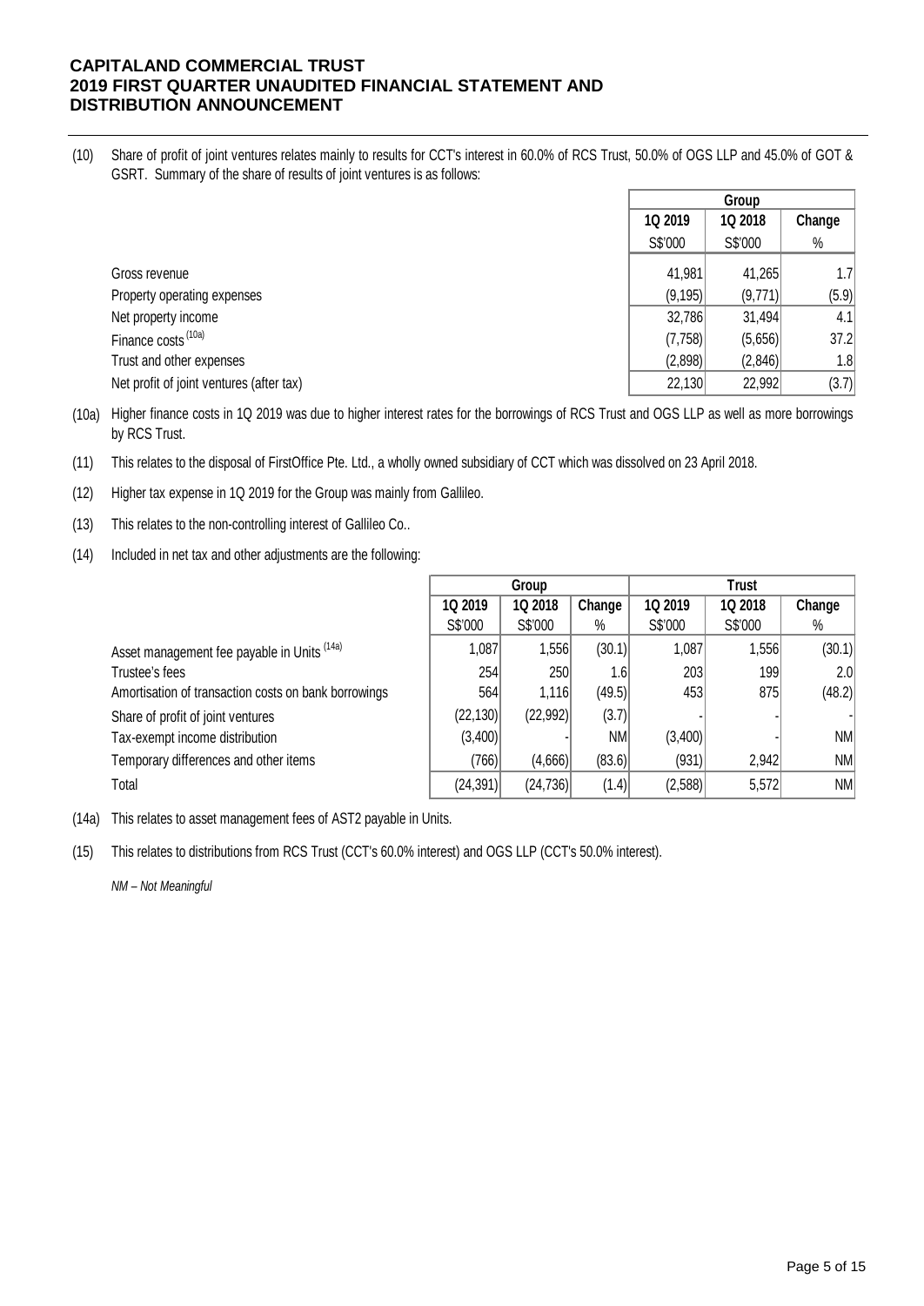(10) Share of profit of joint ventures relates mainly to results for CCT's interest in 60.0% of RCS Trust, 50.0% of OGS LLP and 45.0% of GOT & GSRT. Summary of the share of results of joint ventures is as follows:

| | Group | | |
|---|---|---|---|
| | 1Q 2019 | 1Q 2018 | Change |
| | S$'000 | S$'000 | % |
| Gross revenue | 41,981 | 41,265 | 1.7 |
| Property operating expenses | (9,195) | (9,771) | (5.9) |
| Net property income | 32,786 | 31,494 | 4.1 |
| Finance costs [(10a)] | (7,758) | (5,656) | 37.2 |
| Trust and other expenses | (2,898) | (2,846) | 1.8 |
| Net profit of joint ventures (after tax) | 22,130 | 22,992 | (3.7) |

(10a) Higher finance costs in 1Q 2019 was due to higher interest rates for the borrowings of RCS Trust and OGS LLP as well as more borrowings by RCS Trust.

(11) This relates to the disposal of FirstOffice Pte. Ltd., a wholly owned subsidiary of CCT which was dissolved on 23 April 2018.

(12) Higher tax expense in 1Q 2019 for the Group was mainly from Gallileo.

(13) This relates to the non-controlling interest of Gallileo Co..

(14) Included in net tax and other adjustments are the following:

| | Group | | | Trust | | |
|---|---|---|---|---|---|---|
| | 1Q 2019 | 1Q 2018 | Change | 1Q 2019 | 1Q 2018 | Change |
| | S$'000 | S$'000 | % | S$'000 | S$'000 | % |
| Asset management fee payable in Units [(14a)] | 1,087 | 1,556 | (30.1) | 1,087 | 1,556 | (30.1) |
| Trustee's fees | 254 | 250 | 1.6 | 203 | 199 | 2.0 |
| Amortisation of transaction costs on bank borrowings | 564 | 1,116 | (49.5) | 453 | 875 | (48.2) |
| Share of profit of joint ventures | (22,130) | (22,992) | (3.7) | - | - | - |
| Tax-exempt income distribution | (3,400) | - | NM | (3,400) | - | NM |
| Temporary differences and other items | (766) | (4,666) | (83.6) | (931) | 2,942 | NM |
| Total | (24,391) | (24,736) | (1.4) | (2,588) | 5,572 | NM |

(14a) This relates to asset management fees of AST2 payable in Units.

(15) This relates to distributions from RCS Trust (CCT's 60.0% interest) and OGS LLP (CCT's 50.0% interest).

*NM – Not Meaningful*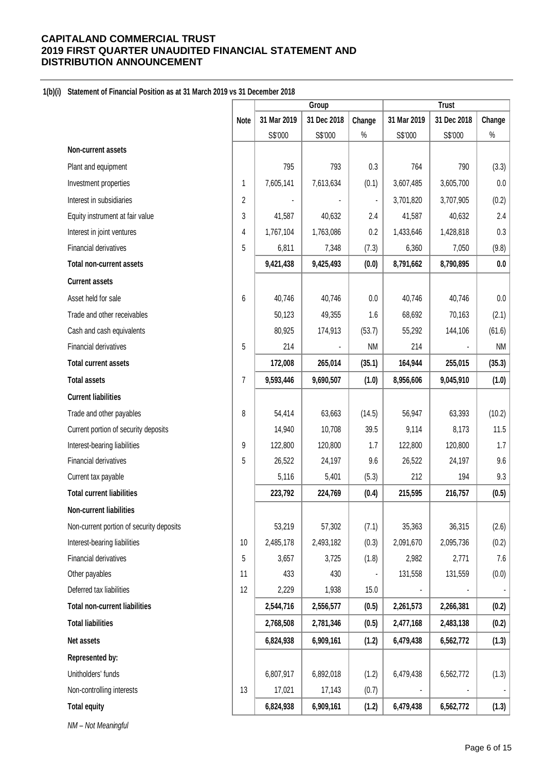# CAPITALAND COMMERCIAL TRUST
# 2019 FIRST QUARTER UNAUDITED FINANCIAL STATEMENT AND DISTRIBUTION ANNOUNCEMENT

**1(b)(i) Statement of Financial Position as at 31 March 2019 vs 31 December 2018**

| | Note | Group | | | Trust | | |
|---|---|---|---|---|---|---|---|
| | | 31 Mar 2019 | 31 Dec 2018 | Change | 31 Mar 2019 | 31 Dec 2018 | Change |
| | | S$'000 | S$'000 | % | S$'000 | S$'000 | % |
| **Non-current assets** | | | | | | | |
| Plant and equipment | | 795 | 793 | 0.3 | 764 | 790 | (3.3) |
| Investment properties | 1 | 7,605,141 | 7,613,634 | (0.1) | 3,607,485 | 3,605,700 | 0.0 |
| Interest in subsidiaries | 2 | - | - | - | 3,701,820 | 3,707,905 | (0.2) |
| Equity instrument at fair value | 3 | 41,587 | 40,632 | 2.4 | 41,587 | 40,632 | 2.4 |
| Interest in joint ventures | 4 | 1,767,104 | 1,763,086 | 0.2 | 1,433,646 | 1,428,818 | 0.3 |
| Financial derivatives | 5 | 6,811 | 7,348 | (7.3) | 6,360 | 7,050 | (9.8) |
| **Total non-current assets** | | **9,421,438** | **9,425,493** | **(0.0)** | **8,791,662** | **8,790,895** | **0.0** |
| **Current assets** | | | | | | | |
| Asset held for sale | 6 | 40,746 | 40,746 | 0.0 | 40,746 | 40,746 | 0.0 |
| Trade and other receivables | | 50,123 | 49,355 | 1.6 | 68,692 | 70,163 | (2.1) |
| Cash and cash equivalents | | 80,925 | 174,913 | (53.7) | 55,292 | 144,106 | (61.6) |
| Financial derivatives | 5 | 214 | - | NM | 214 | - | NM |
| **Total current assets** | | **172,008** | **265,014** | **(35.1)** | **164,944** | **255,015** | **(35.3)** |
| **Total assets** | 7 | **9,593,446** | **9,690,507** | **(1.0)** | **8,956,606** | **9,045,910** | **(1.0)** |
| **Current liabilities** | | | | | | | |
| Trade and other payables | 8 | 54,414 | 63,663 | (14.5) | 56,947 | 63,393 | (10.2) |
| Current portion of security deposits | | 14,940 | 10,708 | 39.5 | 9,114 | 8,173 | 11.5 |
| Interest-bearing liabilities | 9 | 122,800 | 120,800 | 1.7 | 122,800 | 120,800 | 1.7 |
| Financial derivatives | 5 | 26,522 | 24,197 | 9.6 | 26,522 | 24,197 | 9.6 |
| Current tax payable | | 5,116 | 5,401 | (5.3) | 212 | 194 | 9.3 |
| **Total current liabilities** | | **223,792** | **224,769** | **(0.4)** | **215,595** | **216,757** | **(0.5)** |
| **Non-current liabilities** | | | | | | | |
| Non-current portion of security deposits | | 53,219 | 57,302 | (7.1) | 35,363 | 36,315 | (2.6) |
| Interest-bearing liabilities | 10 | 2,485,178 | 2,493,182 | (0.3) | 2,091,670 | 2,095,736 | (0.2) |
| Financial derivatives | 5 | 3,657 | 3,725 | (1.8) | 2,982 | 2,771 | 7.6 |
| Other payables | 11 | 433 | 430 | - | 131,558 | 131,559 | (0.0) |
| Deferred tax liabilities | 12 | 2,229 | 1,938 | 15.0 | - | - | - |
| **Total non-current liabilities** | | **2,544,716** | **2,556,577** | **(0.5)** | **2,261,573** | **2,266,381** | **(0.2)** |
| **Total liabilities** | | **2,768,508** | **2,781,346** | **(0.5)** | **2,477,168** | **2,483,138** | **(0.2)** |
| **Net assets** | | **6,824,938** | **6,909,161** | **(1.2)** | **6,479,438** | **6,562,772** | **(1.3)** |
| **Represented by:** | | | | | | | |
| Unitholders' funds | | 6,807,917 | 6,892,018 | (1.2) | 6,479,438 | 6,562,772 | (1.3) |
| Non-controlling interests | 13 | 17,021 | 17,143 | (0.7) | - | - | - |
| **Total equity** | | **6,824,938** | **6,909,161** | **(1.2)** | **6,479,438** | **6,562,772** | **(1.3)** |

*NM – Not Meaningful*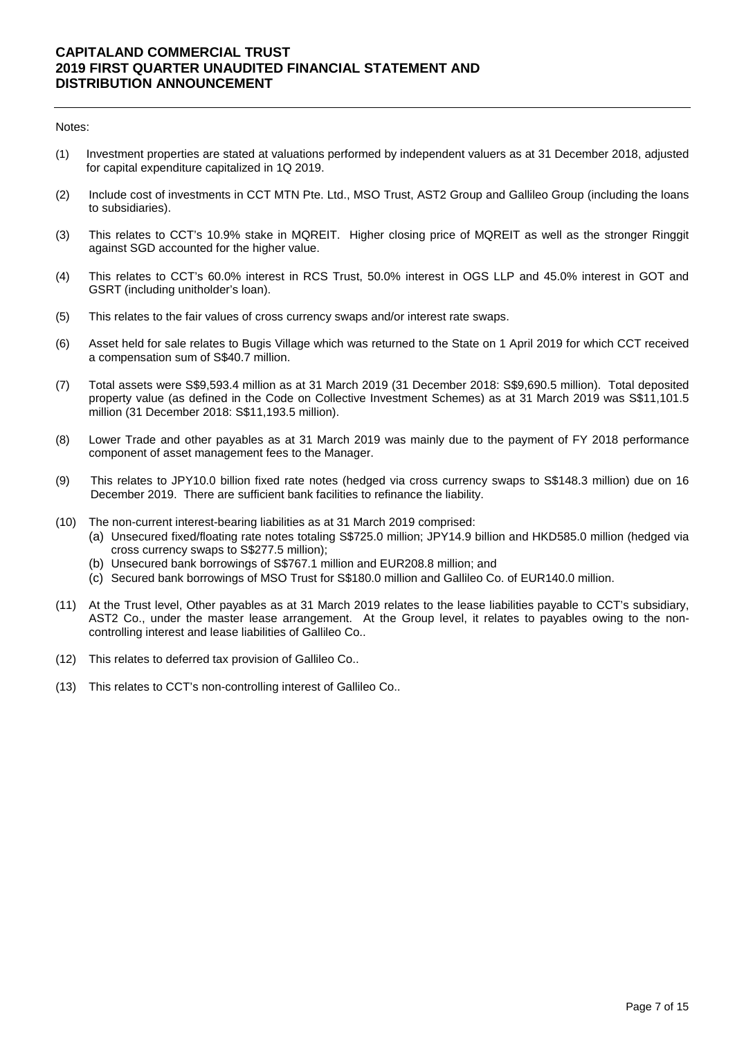Notes:

(1) Investment properties are stated at valuations performed by independent valuers as at 31 December 2018, adjusted for capital expenditure capitalized in 1Q 2019.

(2) Include cost of investments in CCT MTN Pte. Ltd., MSO Trust, AST2 Group and Gallileo Group (including the loans to subsidiaries).

(3) This relates to CCT's 10.9% stake in MQREIT. Higher closing price of MQREIT as well as the stronger Ringgit against SGD accounted for the higher value.

(4) This relates to CCT's 60.0% interest in RCS Trust, 50.0% interest in OGS LLP and 45.0% interest in GOT and GSRT (including unitholder's loan).

(5) This relates to the fair values of cross currency swaps and/or interest rate swaps.

(6) Asset held for sale relates to Bugis Village which was returned to the State on 1 April 2019 for which CCT received a compensation sum of S$40.7 million.

(7) Total assets were S$9,593.4 million as at 31 March 2019 (31 December 2018: S$9,690.5 million). Total deposited property value (as defined in the Code on Collective Investment Schemes) as at 31 March 2019 was S$11,101.5 million (31 December 2018: S$11,193.5 million).

(8) Lower Trade and other payables as at 31 March 2019 was mainly due to the payment of FY 2018 performance component of asset management fees to the Manager.

(9) This relates to JPY10.0 billion fixed rate notes (hedged via cross currency swaps to S$148.3 million) due on 16 December 2019. There are sufficient bank facilities to refinance the liability.

(10) The non-current interest-bearing liabilities as at 31 March 2019 comprised:
  (a) Unsecured fixed/floating rate notes totaling S$725.0 million; JPY14.9 billion and HKD585.0 million (hedged via cross currency swaps to S$277.5 million);
  (b) Unsecured bank borrowings of S$767.1 million and EUR208.8 million; and
  (c) Secured bank borrowings of MSO Trust for S$180.0 million and Gallileo Co. of EUR140.0 million.

(11) At the Trust level, Other payables as at 31 March 2019 relates to the lease liabilities payable to CCT's subsidiary, AST2 Co., under the master lease arrangement. At the Group level, it relates to payables owing to the non-controlling interest and lease liabilities of Gallileo Co..

(12) This relates to deferred tax provision of Gallileo Co..

(13) This relates to CCT's non-controlling interest of Gallileo Co..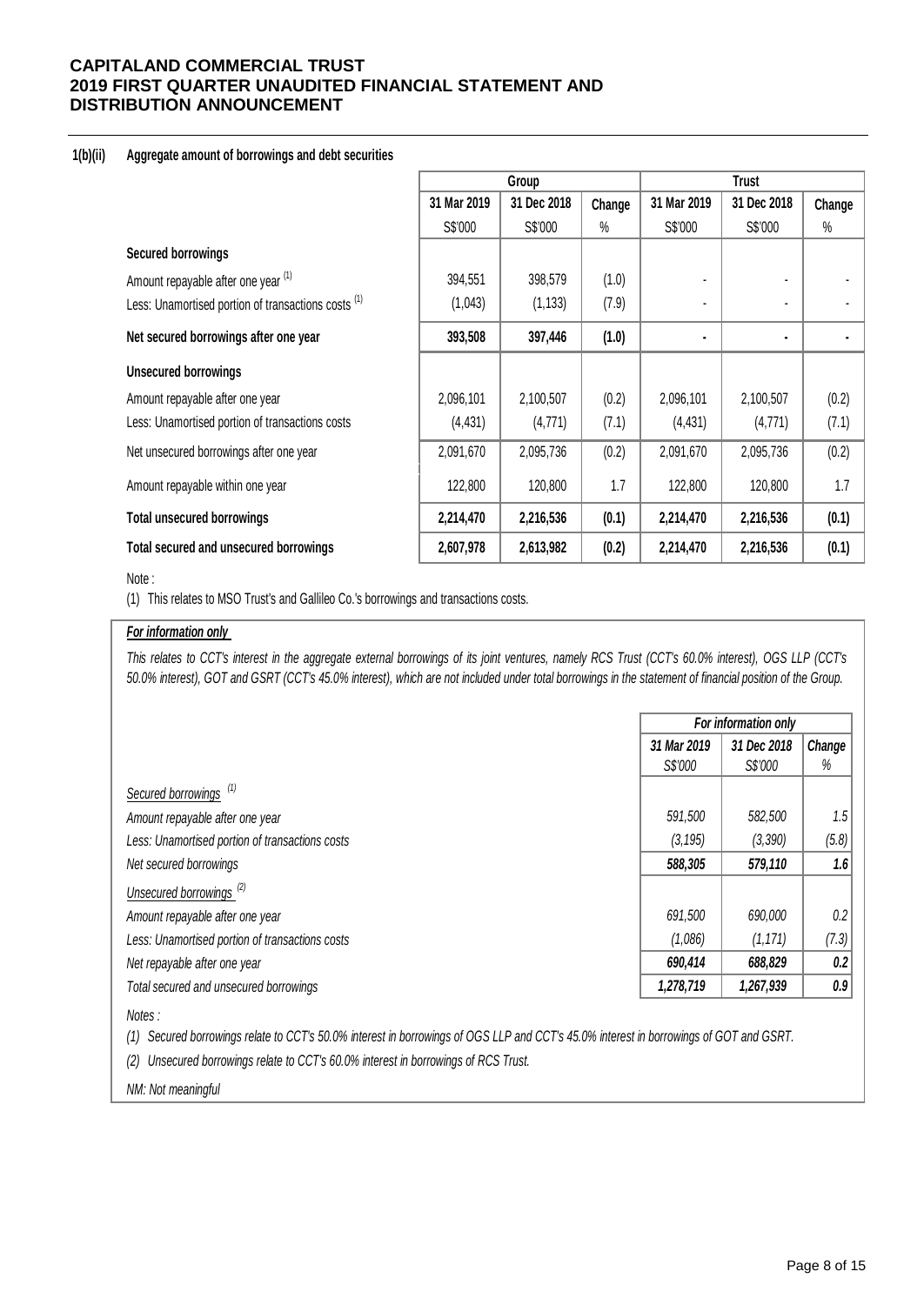**CAPITALAND COMMERCIAL TRUST**
**2019 FIRST QUARTER UNAUDITED FINANCIAL STATEMENT AND DISTRIBUTION ANNOUNCEMENT**

**1(b)(ii) Aggregate amount of borrowings and debt securities**

| | Group | | | Trust | | |
|---|---|---|---|---|---|---|
| | 31 Mar 2019 | 31 Dec 2018 | Change | 31 Mar 2019 | 31 Dec 2018 | Change |
| | S$'000 | S$'000 | % | S$'000 | S$'000 | % |
| **Secured borrowings** | | | | | | |
| Amount repayable after one year [(1)] | 394,551 | 398,579 | (1.0) | - | - | - |
| Less: Unamortised portion of transactions costs [(1)] | (1,043) | (1,133) | (7.9) | - | - | - |
| **Net secured borrowings after one year** | **393,508** | **397,446** | **(1.0)** | **-** | **-** | **-** |
| **Unsecured borrowings** | | | | | | |
| Amount repayable after one year | 2,096,101 | 2,100,507 | (0.2) | 2,096,101 | 2,100,507 | (0.2) |
| Less: Unamortised portion of transactions costs | (4,431) | (4,771) | (7.1) | (4,431) | (4,771) | (7.1) |
| Net unsecured borrowings after one year | 2,091,670 | 2,095,736 | (0.2) | 2,091,670 | 2,095,736 | (0.2) |
| Amount repayable within one year | 122,800 | 120,800 | 1.7 | 122,800 | 120,800 | 1.7 |
| **Total unsecured borrowings** | **2,214,470** | **2,216,536** | **(0.1)** | **2,214,470** | **2,216,536** | **(0.1)** |
| **Total secured and unsecured borrowings** | **2,607,978** | **2,613,982** | **(0.2)** | **2,214,470** | **2,216,536** | **(0.1)** |

Note :

(1) This relates to MSO Trust's and Gallileo Co.'s borrowings and transactions costs.

***For information only***

*This relates to CCT's interest in the aggregate external borrowings of its joint ventures, namely RCS Trust (CCT's 60.0% interest), OGS LLP (CCT's 50.0% interest), GOT and GSRT (CCT's 45.0% interest), which are not included under total borrowings in the statement of financial position of the Group.*

| | *For information only* | | |
|---|---|---|---|
| | *31 Mar 2019* | *31 Dec 2018* | *Change* |
| | *S$'000* | *S$'000* | *%* |
| *Secured borrowings* [(1)] | | | |
| *Amount repayable after one year* | *591,500* | *582,500* | *1.5* |
| *Less: Unamortised portion of transactions costs* | *(3,195)* | *(3,390)* | *(5.8)* |
| *Net secured borrowings* | ***588,305*** | ***579,110*** | ***1.6*** |
| *Unsecured borrowings* [(2)] | | | |
| *Amount repayable after one year* | *691,500* | *690,000* | *0.2* |
| *Less: Unamortised portion of transactions costs* | *(1,086)* | *(1,171)* | *(7.3)* |
| *Net repayable after one year* | ***690,414*** | ***688,829*** | ***0.2*** |
| *Total secured and unsecured borrowings* | ***1,278,719*** | ***1,267,939*** | ***0.9*** |

*Notes :*

*(1) Secured borrowings relate to CCT's 50.0% interest in borrowings of OGS LLP and CCT's 45.0% interest in borrowings of GOT and GSRT.*

*(2) Unsecured borrowings relate to CCT's 60.0% interest in borrowings of RCS Trust.*

*NM: Not meaningful*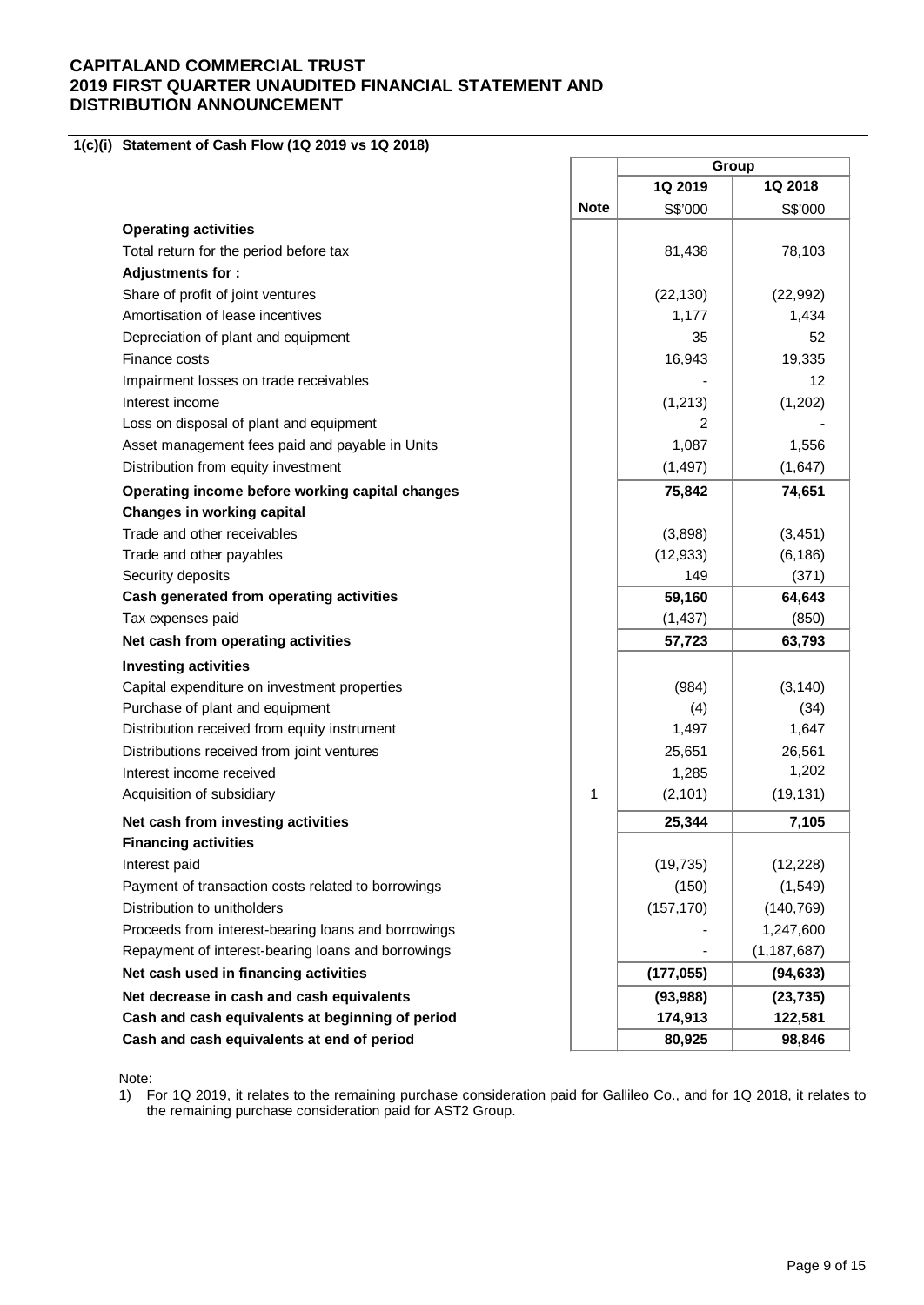**CAPITALAND COMMERCIAL TRUST**
**2019 FIRST QUARTER UNAUDITED FINANCIAL STATEMENT AND DISTRIBUTION ANNOUNCEMENT**

**1(c)(i) Statement of Cash Flow (1Q 2019 vs 1Q 2018)**

| | | Group | |
|---|---|---|---|
| | | **1Q 2019** | **1Q 2018** |
| | **Note** | S$'000 | S$'000 |
| **Operating activities** | | | |
| Total return for the period before tax | | 81,438 | 78,103 |
| **Adjustments for :** | | | |
| Share of profit of joint ventures | | (22,130) | (22,992) |
| Amortisation of lease incentives | | 1,177 | 1,434 |
| Depreciation of plant and equipment | | 35 | 52 |
| Finance costs | | 16,943 | 19,335 |
| Impairment losses on trade receivables | | - | 12 |
| Interest income | | (1,213) | (1,202) |
| Loss on disposal of plant and equipment | | 2 | - |
| Asset management fees paid and payable in Units | | 1,087 | 1,556 |
| Distribution from equity investment | | (1,497) | (1,647) |
| **Operating income before working capital changes** | | **75,842** | **74,651** |
| **Changes in working capital** | | | |
| Trade and other receivables | | (3,898) | (3,451) |
| Trade and other payables | | (12,933) | (6,186) |
| Security deposits | | 149 | (371) |
| **Cash generated from operating activities** | | **59,160** | **64,643** |
| Tax expenses paid | | (1,437) | (850) |
| **Net cash from operating activities** | | **57,723** | **63,793** |
| **Investing activities** | | | |
| Capital expenditure on investment properties | | (984) | (3,140) |
| Purchase of plant and equipment | | (4) | (34) |
| Distribution received from equity instrument | | 1,497 | 1,647 |
| Distributions received from joint ventures | | 25,651 | 26,561 |
| Interest income received | | 1,285 | 1,202 |
| Acquisition of subsidiary | 1 | (2,101) | (19,131) |
| **Net cash from investing activities** | | **25,344** | **7,105** |
| **Financing activities** | | | |
| Interest paid | | (19,735) | (12,228) |
| Payment of transaction costs related to borrowings | | (150) | (1,549) |
| Distribution to unitholders | | (157,170) | (140,769) |
| Proceeds from interest-bearing loans and borrowings | | - | 1,247,600 |
| Repayment of interest-bearing loans and borrowings | | - | (1,187,687) |
| **Net cash used in financing activities** | | **(177,055)** | **(94,633)** |
| **Net decrease in cash and cash equivalents** | | **(93,988)** | **(23,735)** |
| **Cash and cash equivalents at beginning of period** | | **174,913** | **122,581** |
| **Cash and cash equivalents at end of period** | | **80,925** | **98,846** |

Note:

1) For 1Q 2019, it relates to the remaining purchase consideration paid for Gallileo Co., and for 1Q 2018, it relates to the remaining purchase consideration paid for AST2 Group.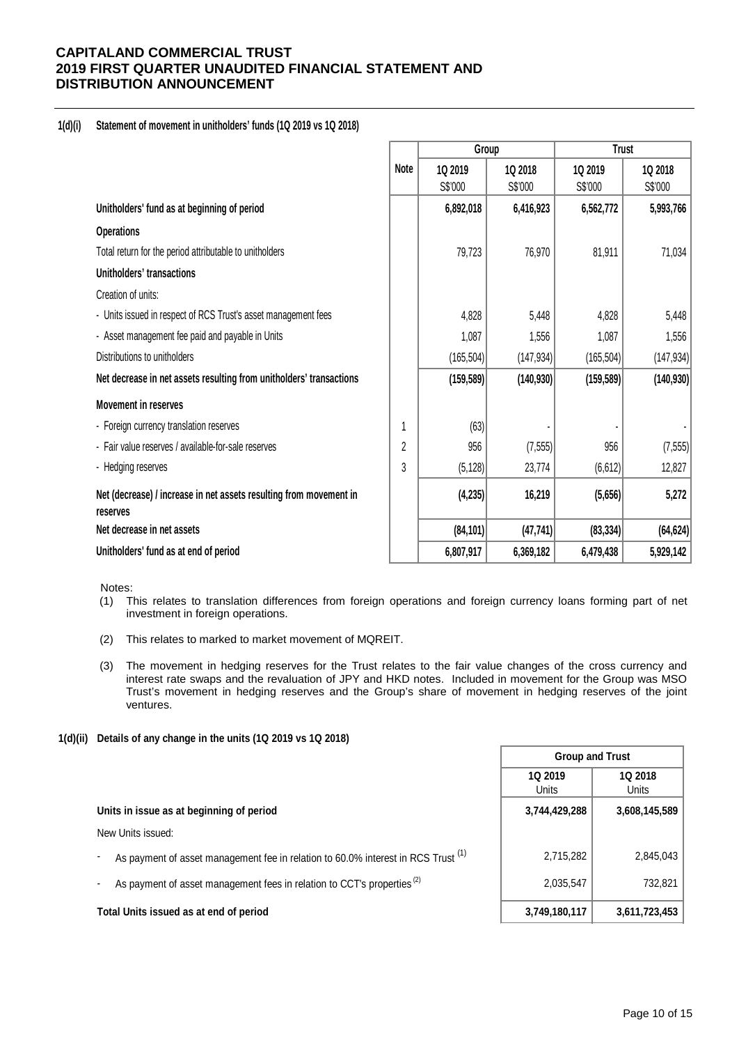# CAPITALAND COMMERCIAL TRUST
# 2019 FIRST QUARTER UNAUDITED FINANCIAL STATEMENT AND DISTRIBUTION ANNOUNCEMENT

## 1(d)(i) Statement of movement in unitholders' funds (1Q 2019 vs 1Q 2018)

| | Note | Group | | Trust | |
|---|---|---|---|---|---|
| | | 1Q 2019 S$'000 | 1Q 2018 S$'000 | 1Q 2019 S$'000 | 1Q 2018 S$'000 |
| **Unitholders' fund as at beginning of period** | | **6,892,018** | **6,416,923** | **6,562,772** | **5,993,766** |
| **Operations** | | | | | |
| Total return for the period attributable to unitholders | | 79,723 | 76,970 | 81,911 | 71,034 |
| **Unitholders' transactions** | | | | | |
| Creation of units: | | | | | |
| - Units issued in respect of RCS Trust's asset management fees | | 4,828 | 5,448 | 4,828 | 5,448 |
| - Asset management fee paid and payable in Units | | 1,087 | 1,556 | 1,087 | 1,556 |
| Distributions to unitholders | | (165,504) | (147,934) | (165,504) | (147,934) |
| **Net decrease in net assets resulting from unitholders' transactions** | | **(159,589)** | **(140,930)** | **(159,589)** | **(140,930)** |
| **Movement in reserves** | | | | | |
| - Foreign currency translation reserves | 1 | (63) | - | - | - |
| - Fair value reserves / available-for-sale reserves | 2 | 956 | (7,555) | 956 | (7,555) |
| - Hedging reserves | 3 | (5,128) | 23,774 | (6,612) | 12,827 |
| **Net (decrease) / increase in net assets resulting from movement in reserves** | | **(4,235)** | **16,219** | **(5,656)** | **5,272** |
| **Net decrease in net assets** | | **(84,101)** | **(47,741)** | **(83,334)** | **(64,624)** |
| **Unitholders' fund as at end of period** | | **6,807,917** | **6,369,182** | **6,479,438** | **5,929,142** |

Notes:

(1) This relates to translation differences from foreign operations and foreign currency loans forming part of net investment in foreign operations.

(2) This relates to marked to market movement of MQREIT.

(3) The movement in hedging reserves for the Trust relates to the fair value changes of the cross currency and interest rate swaps and the revaluation of JPY and HKD notes. Included in movement for the Group was MSO Trust's movement in hedging reserves and the Group's share of movement in hedging reserves of the joint ventures.

## 1(d)(ii) Details of any change in the units (1Q 2019 vs 1Q 2018)

| | Group and Trust | |
|---|---|---|
| | 1Q 2019 Units | 1Q 2018 Units |
| **Units in issue as at beginning of period** | **3,744,429,288** | **3,608,145,589** |
| New Units issued: | | |
| - As payment of asset management fee in relation to 60.0% interest in RCS Trust [1] | 2,715,282 | 2,845,043 |
| - As payment of asset management fees in relation to CCT's properties [2] | 2,035,547 | 732,821 |
| **Total Units issued as at end of period** | **3,749,180,117** | **3,611,723,453** |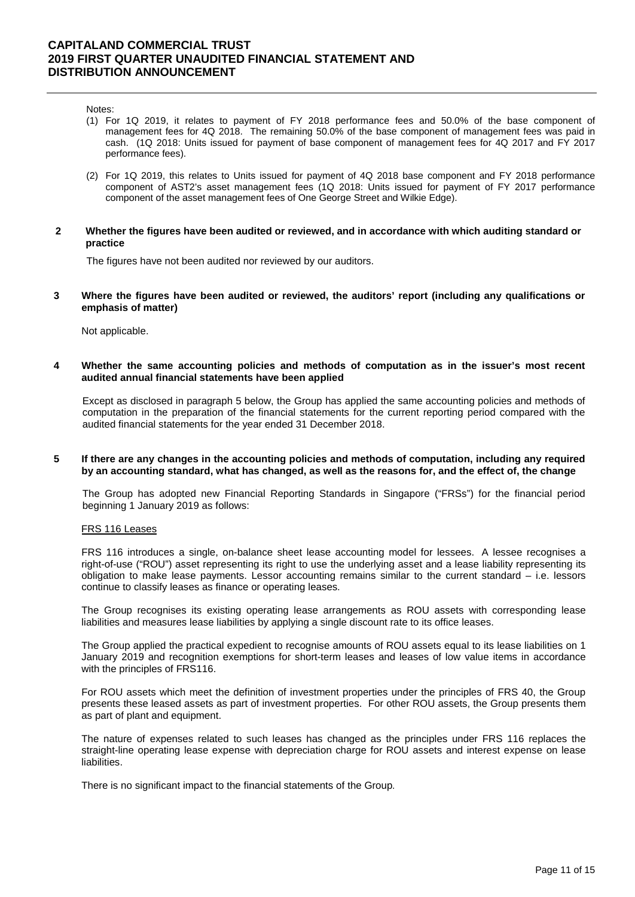Notes:

(1) For 1Q 2019, it relates to payment of FY 2018 performance fees and 50.0% of the base component of management fees for 4Q 2018. The remaining 50.0% of the base component of management fees was paid in cash. (1Q 2018: Units issued for payment of base component of management fees for 4Q 2017 and FY 2017 performance fees).

(2) For 1Q 2019, this relates to Units issued for payment of 4Q 2018 base component and FY 2018 performance component of AST2's asset management fees (1Q 2018: Units issued for payment of FY 2017 performance component of the asset management fees of One George Street and Wilkie Edge).

## 2 Whether the figures have been audited or reviewed, and in accordance with which auditing standard or practice

The figures have not been audited nor reviewed by our auditors.

## 3 Where the figures have been audited or reviewed, the auditors' report (including any qualifications or emphasis of matter)

Not applicable.

## 4 Whether the same accounting policies and methods of computation as in the issuer's most recent audited annual financial statements have been applied

Except as disclosed in paragraph 5 below, the Group has applied the same accounting policies and methods of computation in the preparation of the financial statements for the current reporting period compared with the audited financial statements for the year ended 31 December 2018.

## 5 If there are any changes in the accounting policies and methods of computation, including any required by an accounting standard, what has changed, as well as the reasons for, and the effect of, the change

The Group has adopted new Financial Reporting Standards in Singapore ("FRSs") for the financial period beginning 1 January 2019 as follows:

FRS 116 Leases

FRS 116 introduces a single, on-balance sheet lease accounting model for lessees. A lessee recognises a right-of-use ("ROU") asset representing its right to use the underlying asset and a lease liability representing its obligation to make lease payments. Lessor accounting remains similar to the current standard – i.e. lessors continue to classify leases as finance or operating leases.

The Group recognises its existing operating lease arrangements as ROU assets with corresponding lease liabilities and measures lease liabilities by applying a single discount rate to its office leases.

The Group applied the practical expedient to recognise amounts of ROU assets equal to its lease liabilities on 1 January 2019 and recognition exemptions for short-term leases and leases of low value items in accordance with the principles of FRS116.

For ROU assets which meet the definition of investment properties under the principles of FRS 40, the Group presents these leased assets as part of investment properties. For other ROU assets, the Group presents them as part of plant and equipment.

The nature of expenses related to such leases has changed as the principles under FRS 116 replaces the straight-line operating lease expense with depreciation charge for ROU assets and interest expense on lease liabilities.

There is no significant impact to the financial statements of the Group.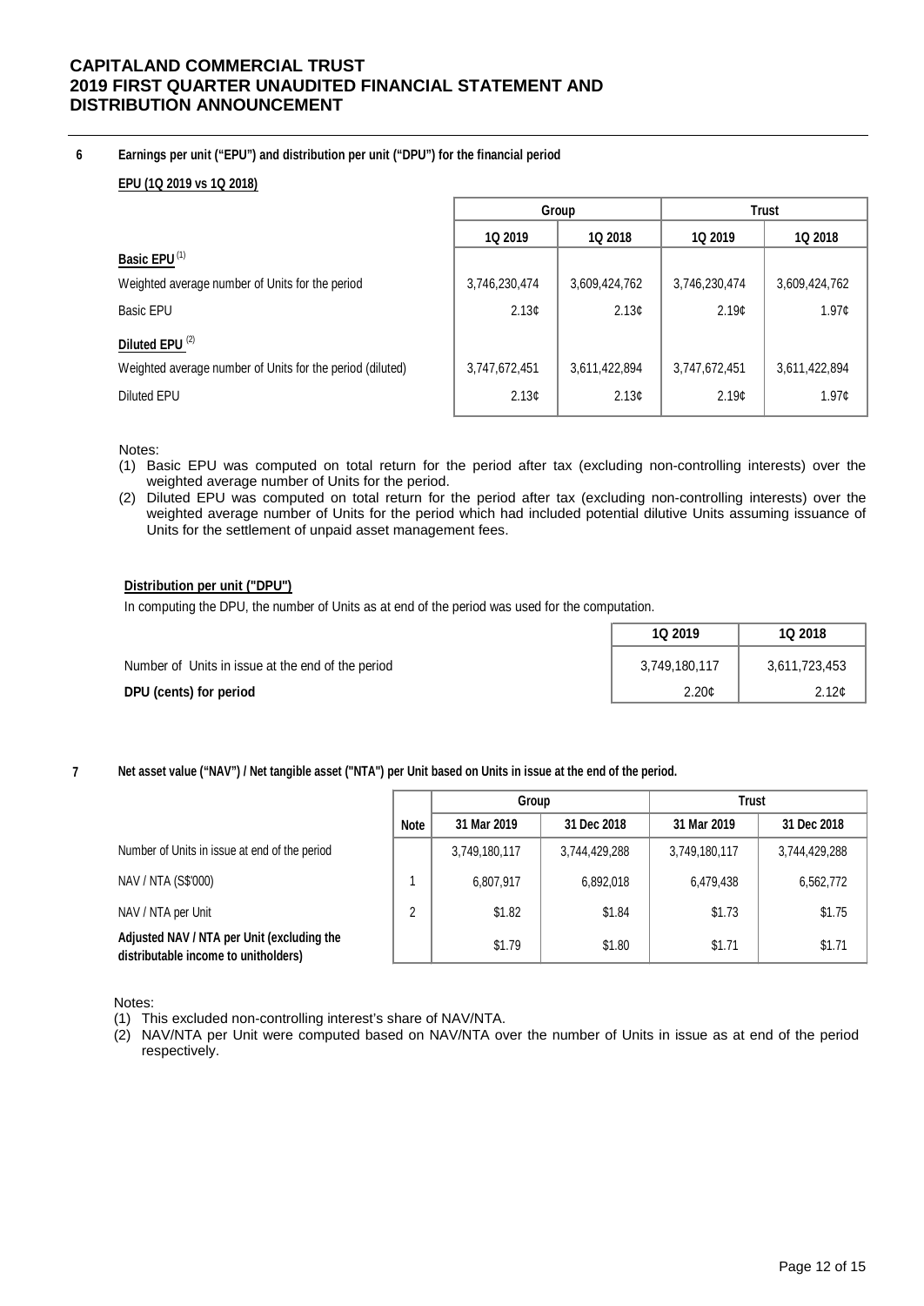**6 Earnings per unit ("EPU") and distribution per unit ("DPU") for the financial period**

**EPU (1Q 2019 vs 1Q 2018)**

| | Group | | Trust | |
|---|---|---|---|---|
| | 1Q 2019 | 1Q 2018 | 1Q 2019 | 1Q 2018 |
| **Basic EPU** [1] | | | | |
| Weighted average number of Units for the period | 3,746,230,474 | 3,609,424,762 | 3,746,230,474 | 3,609,424,762 |
| Basic EPU | 2.13¢ | 2.13¢ | 2.19¢ | 1.97¢ |
| **Diluted EPU** [2] | | | | |
| Weighted average number of Units for the period (diluted) | 3,747,672,451 | 3,611,422,894 | 3,747,672,451 | 3,611,422,894 |
| Diluted EPU | 2.13¢ | 2.13¢ | 2.19¢ | 1.97¢ |

Notes:

(1) Basic EPU was computed on total return for the period after tax (excluding non-controlling interests) over the weighted average number of Units for the period.

(2) Diluted EPU was computed on total return for the period after tax (excluding non-controlling interests) over the weighted average number of Units for the period which had included potential dilutive Units assuming issuance of Units for the settlement of unpaid asset management fees.

**Distribution per unit ("DPU")**

In computing the DPU, the number of Units as at end of the period was used for the computation.

| | 1Q 2019 | 1Q 2018 |
|---|---|---|
| Number of Units in issue at the end of the period | 3,749,180,117 | 3,611,723,453 |
| **DPU (cents) for period** | 2.20¢ | 2.12¢ |

**7 Net asset value ("NAV") / Net tangible asset ("NTA") per Unit based on Units in issue at the end of the period.**

| | Note | Group | | Trust | |
|---|---|---|---|---|---|
| | | 31 Mar 2019 | 31 Dec 2018 | 31 Mar 2019 | 31 Dec 2018 |
| Number of Units in issue at end of the period | | 3,749,180,117 | 3,744,429,288 | 3,749,180,117 | 3,744,429,288 |
| NAV / NTA (S$'000) | 1 | 6,807,917 | 6,892,018 | 6,479,438 | 6,562,772 |
| NAV / NTA per Unit | 2 | $1.82 | $1.84 | $1.73 | $1.75 |
| **Adjusted NAV / NTA per Unit (excluding the distributable income to unitholders)** | | $1.79 | $1.80 | $1.71 | $1.71 |

Notes:

(1) This excluded non-controlling interest's share of NAV/NTA.

(2) NAV/NTA per Unit were computed based on NAV/NTA over the number of Units in issue as at end of the period respectively.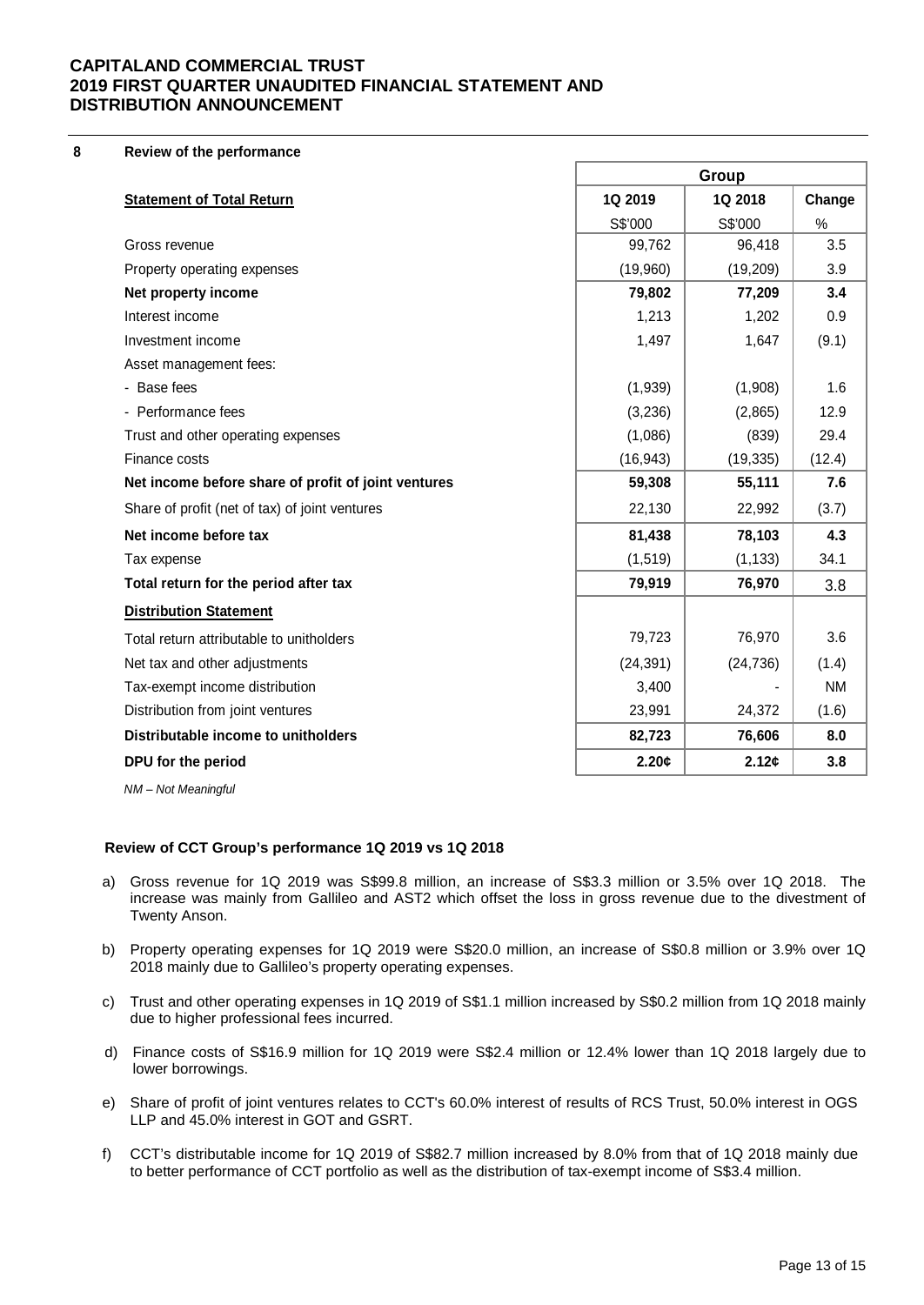## 8 Review of the performance

| Statement of Total Return | Group | | |
|---|---|---|---|
| | **1Q 2019** | **1Q 2018** | **Change** |
| | S$'000 | S$'000 | % |
| Gross revenue | 99,762 | 96,418 | 3.5 |
| Property operating expenses | (19,960) | (19,209) | 3.9 |
| **Net property income** | **79,802** | **77,209** | **3.4** |
| Interest income | 1,213 | 1,202 | 0.9 |
| Investment income | 1,497 | 1,647 | (9.1) |
| Asset management fees: | | | |
| - Base fees | (1,939) | (1,908) | 1.6 |
| - Performance fees | (3,236) | (2,865) | 12.9 |
| Trust and other operating expenses | (1,086) | (839) | 29.4 |
| Finance costs | (16,943) | (19,335) | (12.4) |
| **Net income before share of profit of joint ventures** | **59,308** | **55,111** | **7.6** |
| Share of profit (net of tax) of joint ventures | 22,130 | 22,992 | (3.7) |
| **Net income before tax** | **81,438** | **78,103** | **4.3** |
| Tax expense | (1,519) | (1,133) | 34.1 |
| **Total return for the period after tax** | **79,919** | **76,970** | 3.8 |
| **Distribution Statement** | | | |
| Total return attributable to unitholders | 79,723 | 76,970 | 3.6 |
| Net tax and other adjustments | (24,391) | (24,736) | (1.4) |
| Tax-exempt income distribution | 3,400 | - | NM |
| Distribution from joint ventures | 23,991 | 24,372 | (1.6) |
| **Distributable income to unitholders** | **82,723** | **76,606** | **8.0** |
| **DPU for the period** | **2.20¢** | **2.12¢** | **3.8** |

*NM – Not Meaningful*

### Review of CCT Group's performance 1Q 2019 vs 1Q 2018

a) Gross revenue for 1Q 2019 was S$99.8 million, an increase of S$3.3 million or 3.5% over 1Q 2018. The increase was mainly from Gallileo and AST2 which offset the loss in gross revenue due to the divestment of Twenty Anson.

b) Property operating expenses for 1Q 2019 were S$20.0 million, an increase of S$0.8 million or 3.9% over 1Q 2018 mainly due to Gallileo's property operating expenses.

c) Trust and other operating expenses in 1Q 2019 of S$1.1 million increased by S$0.2 million from 1Q 2018 mainly due to higher professional fees incurred.

d) Finance costs of S$16.9 million for 1Q 2019 were S$2.4 million or 12.4% lower than 1Q 2018 largely due to lower borrowings.

e) Share of profit of joint ventures relates to CCT's 60.0% interest of results of RCS Trust, 50.0% interest in OGS LLP and 45.0% interest in GOT and GSRT.

f) CCT's distributable income for 1Q 2019 of S$82.7 million increased by 8.0% from that of 1Q 2018 mainly due to better performance of CCT portfolio as well as the distribution of tax-exempt income of S$3.4 million.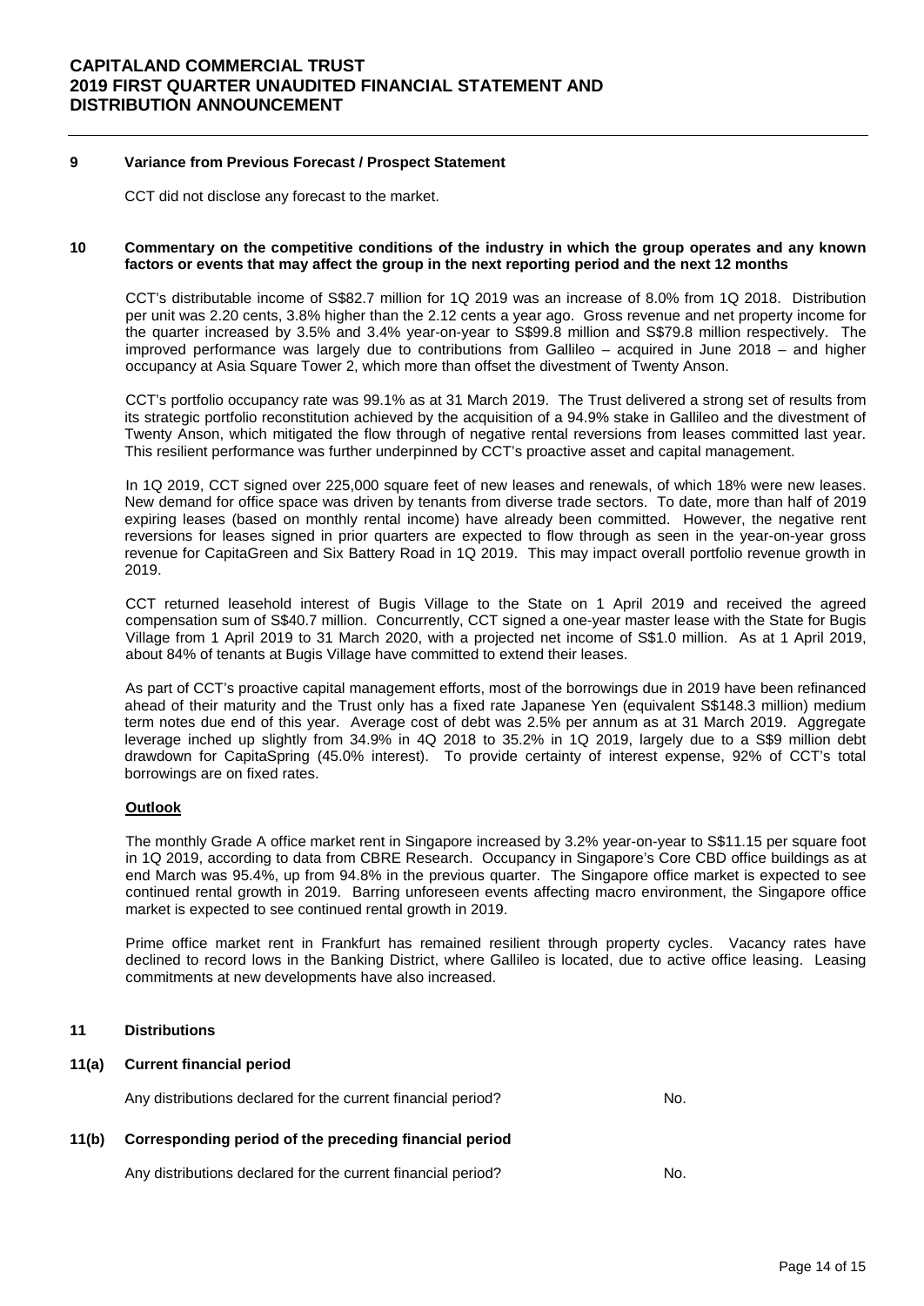## 9 Variance from Previous Forecast / Prospect Statement

CCT did not disclose any forecast to the market.

## 10 Commentary on the competitive conditions of the industry in which the group operates and any known factors or events that may affect the group in the next reporting period and the next 12 months

CCT's distributable income of S$82.7 million for 1Q 2019 was an increase of 8.0% from 1Q 2018. Distribution per unit was 2.20 cents, 3.8% higher than the 2.12 cents a year ago. Gross revenue and net property income for the quarter increased by 3.5% and 3.4% year-on-year to S$99.8 million and S$79.8 million respectively. The improved performance was largely due to contributions from Gallileo – acquired in June 2018 – and higher occupancy at Asia Square Tower 2, which more than offset the divestment of Twenty Anson.

CCT's portfolio occupancy rate was 99.1% as at 31 March 2019. The Trust delivered a strong set of results from its strategic portfolio reconstitution achieved by the acquisition of a 94.9% stake in Gallileo and the divestment of Twenty Anson, which mitigated the flow through of negative rental reversions from leases committed last year. This resilient performance was further underpinned by CCT's proactive asset and capital management.

In 1Q 2019, CCT signed over 225,000 square feet of new leases and renewals, of which 18% were new leases. New demand for office space was driven by tenants from diverse trade sectors. To date, more than half of 2019 expiring leases (based on monthly rental income) have already been committed. However, the negative rent reversions for leases signed in prior quarters are expected to flow through as seen in the year-on-year gross revenue for CapitaGreen and Six Battery Road in 1Q 2019. This may impact overall portfolio revenue growth in 2019.

CCT returned leasehold interest of Bugis Village to the State on 1 April 2019 and received the agreed compensation sum of S$40.7 million. Concurrently, CCT signed a one-year master lease with the State for Bugis Village from 1 April 2019 to 31 March 2020, with a projected net income of S$1.0 million. As at 1 April 2019, about 84% of tenants at Bugis Village have committed to extend their leases.

As part of CCT's proactive capital management efforts, most of the borrowings due in 2019 have been refinanced ahead of their maturity and the Trust only has a fixed rate Japanese Yen (equivalent S$148.3 million) medium term notes due end of this year. Average cost of debt was 2.5% per annum as at 31 March 2019. Aggregate leverage inched up slightly from 34.9% in 4Q 2018 to 35.2% in 1Q 2019, largely due to a S$9 million debt drawdown for CapitaSpring (45.0% interest). To provide certainty of interest expense, 92% of CCT's total borrowings are on fixed rates.

**Outlook**

The monthly Grade A office market rent in Singapore increased by 3.2% year-on-year to S$11.15 per square foot in 1Q 2019, according to data from CBRE Research. Occupancy in Singapore's Core CBD office buildings as at end March was 95.4%, up from 94.8% in the previous quarter. The Singapore office market is expected to see continued rental growth in 2019. Barring unforeseen events affecting macro environment, the Singapore office market is expected to see continued rental growth in 2019.

Prime office market rent in Frankfurt has remained resilient through property cycles. Vacancy rates have declined to record lows in the Banking District, where Gallileo is located, due to active office leasing. Leasing commitments at new developments have also increased.

## 11 Distributions

### 11(a) Current financial period

Any distributions declared for the current financial period? No.

### 11(b) Corresponding period of the preceding financial period

Any distributions declared for the current financial period? No.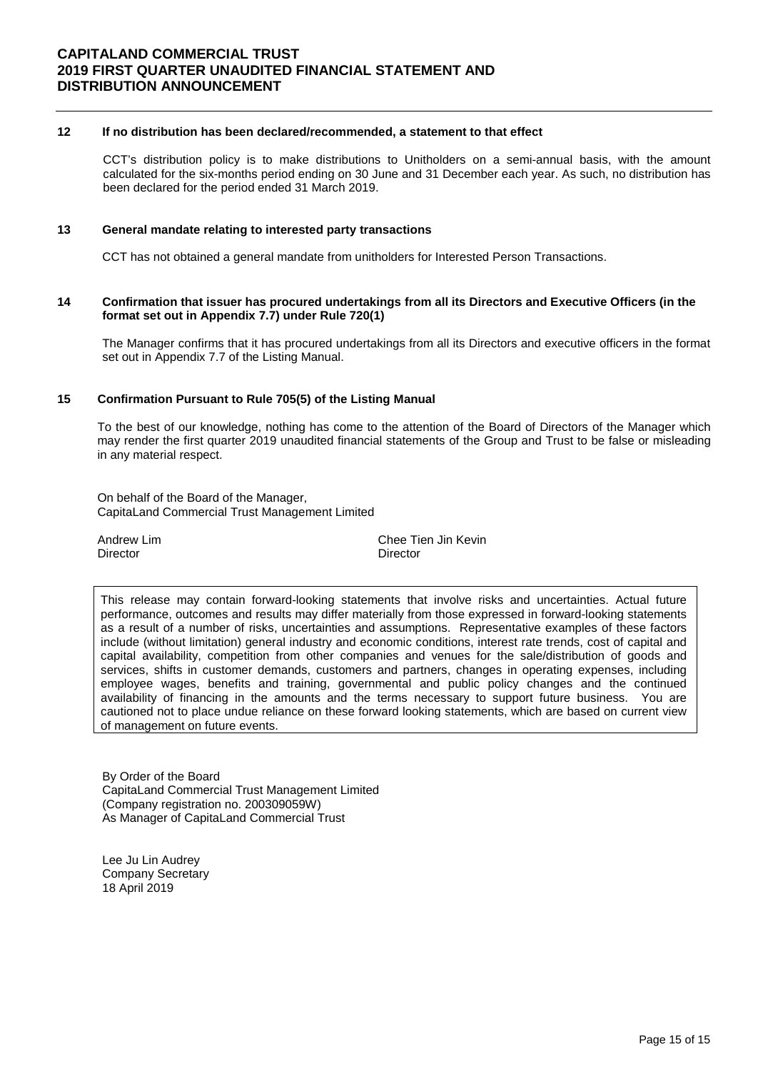## 12 If no distribution has been declared/recommended, a statement to that effect

CCT's distribution policy is to make distributions to Unitholders on a semi-annual basis, with the amount calculated for the six-months period ending on 30 June and 31 December each year. As such, no distribution has been declared for the period ended 31 March 2019.

## 13 General mandate relating to interested party transactions

CCT has not obtained a general mandate from unitholders for Interested Person Transactions.

## 14 Confirmation that issuer has procured undertakings from all its Directors and Executive Officers (in the format set out in Appendix 7.7) under Rule 720(1)

The Manager confirms that it has procured undertakings from all its Directors and executive officers in the format set out in Appendix 7.7 of the Listing Manual.

## 15 Confirmation Pursuant to Rule 705(5) of the Listing Manual

To the best of our knowledge, nothing has come to the attention of the Board of Directors of the Manager which may render the first quarter 2019 unaudited financial statements of the Group and Trust to be false or misleading in any material respect.

On behalf of the Board of the Manager,
CapitaLand Commercial Trust Management Limited

| | |
|---|---|
| Andrew Lim | Chee Tien Jin Kevin |
| Director | Director |

This release may contain forward-looking statements that involve risks and uncertainties. Actual future performance, outcomes and results may differ materially from those expressed in forward-looking statements as a result of a number of risks, uncertainties and assumptions. Representative examples of these factors include (without limitation) general industry and economic conditions, interest rate trends, cost of capital and capital availability, competition from other companies and venues for the sale/distribution of goods and services, shifts in customer demands, customers and partners, changes in operating expenses, including employee wages, benefits and training, governmental and public policy changes and the continued availability of financing in the amounts and the terms necessary to support future business. You are cautioned not to place undue reliance on these forward looking statements, which are based on current view of management on future events.

By Order of the Board
CapitaLand Commercial Trust Management Limited
(Company registration no. 200309059W)
As Manager of CapitaLand Commercial Trust

Lee Ju Lin Audrey
Company Secretary
18 April 2019